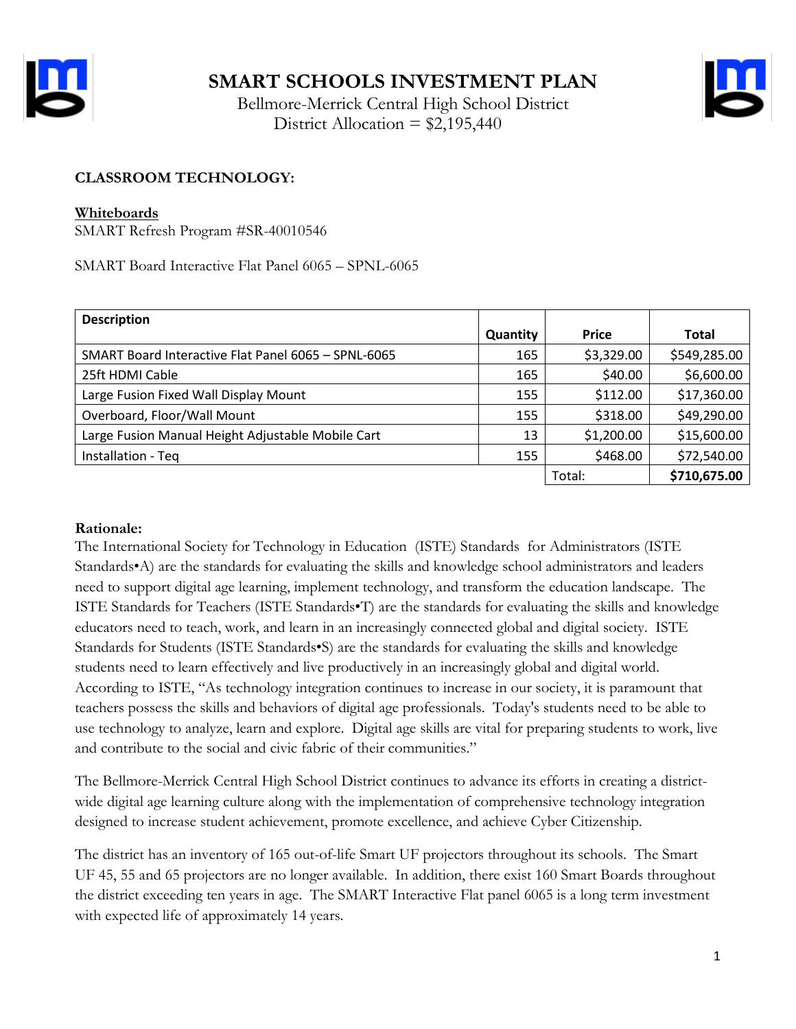# SMART SCHOOLS INVESTMENT PLAN

Bellmore-Merrick Central High School District
District Allocation = $2,195,440

**CLASSROOM TECHNOLOGY:**

**Whiteboards**
SMART Refresh Program #SR-40010546

SMART Board Interactive Flat Panel 6065 – SPNL-6065

| Description | Quantity | Price | Total |
|---|---|---|---|
| SMART Board Interactive Flat Panel 6065 – SPNL-6065 | 165 | $3,329.00 | $549,285.00 |
| 25ft HDMI Cable | 165 | $40.00 | $6,600.00 |
| Large Fusion Fixed Wall Display Mount | 155 | $112.00 | $17,360.00 |
| Overboard, Floor/Wall Mount | 155 | $318.00 | $49,290.00 |
| Large Fusion Manual Height Adjustable Mobile Cart | 13 | $1,200.00 | $15,600.00 |
| Installation - Teq | 155 | $468.00 | $72,540.00 |
| | | Total: | **$710,675.00** |

**Rationale:**
The International Society for Technology in Education (ISTE) Standards for Administrators (ISTE Standards•A) are the standards for evaluating the skills and knowledge school administrators and leaders need to support digital age learning, implement technology, and transform the education landscape. The ISTE Standards for Teachers (ISTE Standards•T) are the standards for evaluating the skills and knowledge educators need to teach, work, and learn in an increasingly connected global and digital society. ISTE Standards for Students (ISTE Standards•S) are the standards for evaluating the skills and knowledge students need to learn effectively and live productively in an increasingly global and digital world. According to ISTE, "As technology integration continues to increase in our society, it is paramount that teachers possess the skills and behaviors of digital age professionals. Today's students need to be able to use technology to analyze, learn and explore. Digital age skills are vital for preparing students to work, live and contribute to the social and civic fabric of their communities."

The Bellmore-Merrick Central High School District continues to advance its efforts in creating a district-wide digital age learning culture along with the implementation of comprehensive technology integration designed to increase student achievement, promote excellence, and achieve Cyber Citizenship.

The district has an inventory of 165 out-of-life Smart UF projectors throughout its schools. The Smart UF 45, 55 and 65 projectors are no longer available. In addition, there exist 160 Smart Boards throughout the district exceeding ten years in age. The SMART Interactive Flat panel 6065 is a long term investment with expected life of approximately 14 years.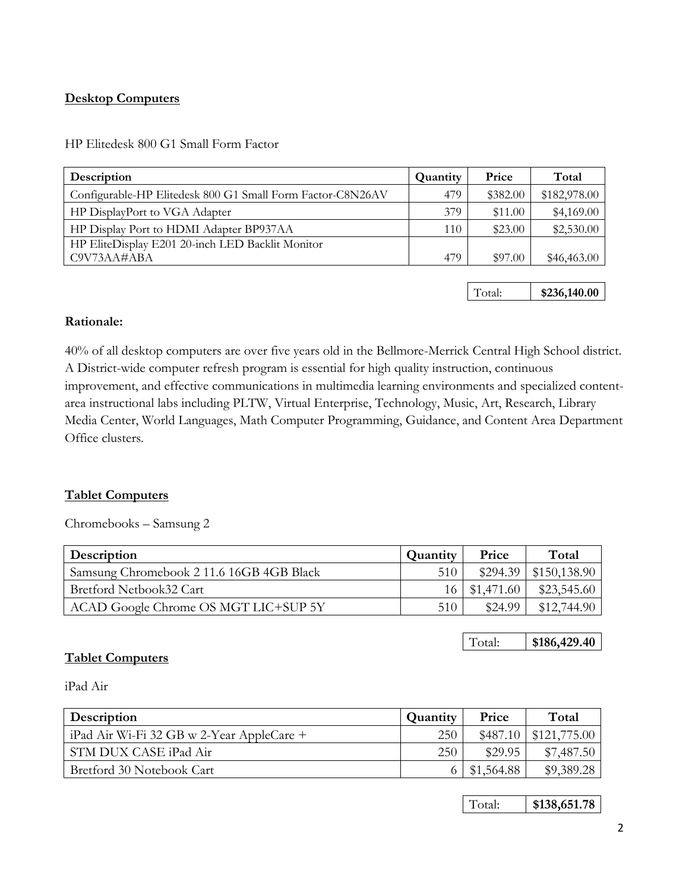**Desktop Computers**

HP Elitedesk 800 G1 Small Form Factor

| Description | Quantity | Price | Total |
|---|---|---|---|
| Configurable-HP Elitedesk 800 G1 Small Form Factor-C8N26AV | 479 | $382.00 | $182,978.00 |
| HP DisplayPort to VGA Adapter | 379 | $11.00 | $4,169.00 |
| HP Display Port to HDMI Adapter BP937AA | 110 | $23.00 | $2,530.00 |
| HP EliteDisplay E201 20-inch LED Backlit Monitor C9V73AA#ABA | 479 | $97.00 | $46,463.00 |
| | | Total: | **$236,140.00** |

**Rationale:**

40% of all desktop computers are over five years old in the Bellmore-Merrick Central High School district. A District-wide computer refresh program is essential for high quality instruction, continuous improvement, and effective communications in multimedia learning environments and specialized content-area instructional labs including PLTW, Virtual Enterprise, Technology, Music, Art, Research, Library Media Center, World Languages, Math Computer Programming, Guidance, and Content Area Department Office clusters.

**Tablet Computers**

Chromebooks – Samsung 2

| Description | Quantity | Price | Total |
|---|---|---|---|
| Samsung Chromebook 2 11.6 16GB 4GB Black | 510 | $294.39 | $150,138.90 |
| Bretford Netbook32 Cart | 16 | $1,471.60 | $23,545.60 |
| ACAD Google Chrome OS MGT LIC+SUP 5Y | 510 | $24.99 | $12,744.90 |
| | | Total: | **$186,429.40** |

**Tablet Computers**

iPad Air

| Description | Quantity | Price | Total |
|---|---|---|---|
| iPad Air Wi-Fi 32 GB w 2-Year AppleCare + | 250 | $487.10 | $121,775.00 |
| STM DUX CASE iPad Air | 250 | $29.95 | $7,487.50 |
| Bretford 30 Notebook Cart | 6 | $1,564.88 | $9,389.28 |
| | | Total: | **$138,651.78** |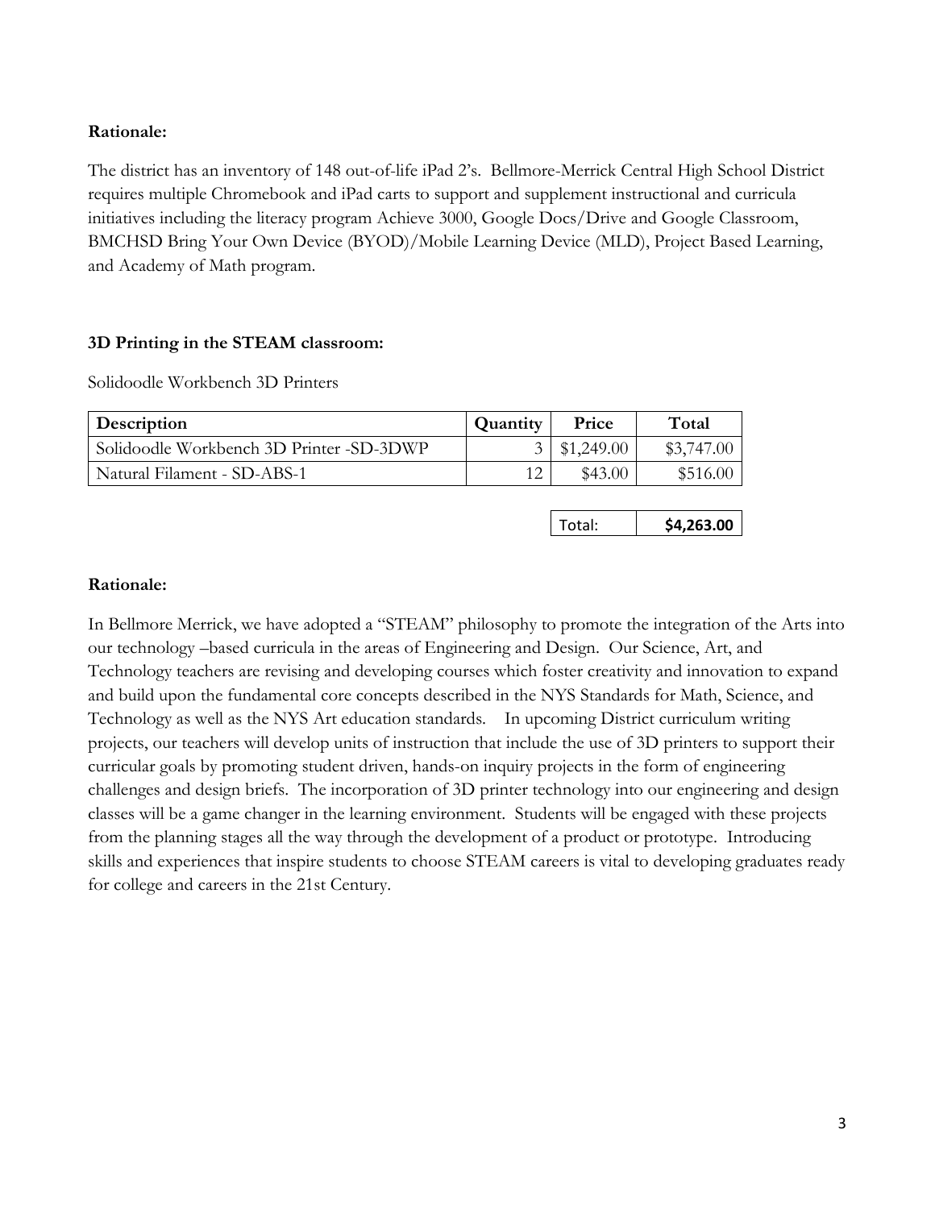**Rationale:**

The district has an inventory of 148 out-of-life iPad 2's. Bellmore-Merrick Central High School District requires multiple Chromebook and iPad carts to support and supplement instructional and curricula initiatives including the literacy program Achieve 3000, Google Docs/Drive and Google Classroom, BMCHSD Bring Your Own Device (BYOD)/Mobile Learning Device (MLD), Project Based Learning, and Academy of Math program.

**3D Printing in the STEAM classroom:**

Solidoodle Workbench 3D Printers

| Description | Quantity | Price | Total |
|---|---|---|---|
| Solidoodle Workbench 3D Printer -SD-3DWP | 3 | $1,249.00 | $3,747.00 |
| Natural Filament - SD-ABS-1 | 12 | $43.00 | $516.00 |
| | | Total: | **$4,263.00** |

**Rationale:**

In Bellmore Merrick, we have adopted a "STEAM" philosophy to promote the integration of the Arts into our technology –based curricula in the areas of Engineering and Design. Our Science, Art, and Technology teachers are revising and developing courses which foster creativity and innovation to expand and build upon the fundamental core concepts described in the NYS Standards for Math, Science, and Technology as well as the NYS Art education standards. In upcoming District curriculum writing projects, our teachers will develop units of instruction that include the use of 3D printers to support their curricular goals by promoting student driven, hands-on inquiry projects in the form of engineering challenges and design briefs. The incorporation of 3D printer technology into our engineering and design classes will be a game changer in the learning environment. Students will be engaged with these projects from the planning stages all the way through the development of a product or prototype. Introducing skills and experiences that inspire students to choose STEAM careers is vital to developing graduates ready for college and careers in the 21st Century.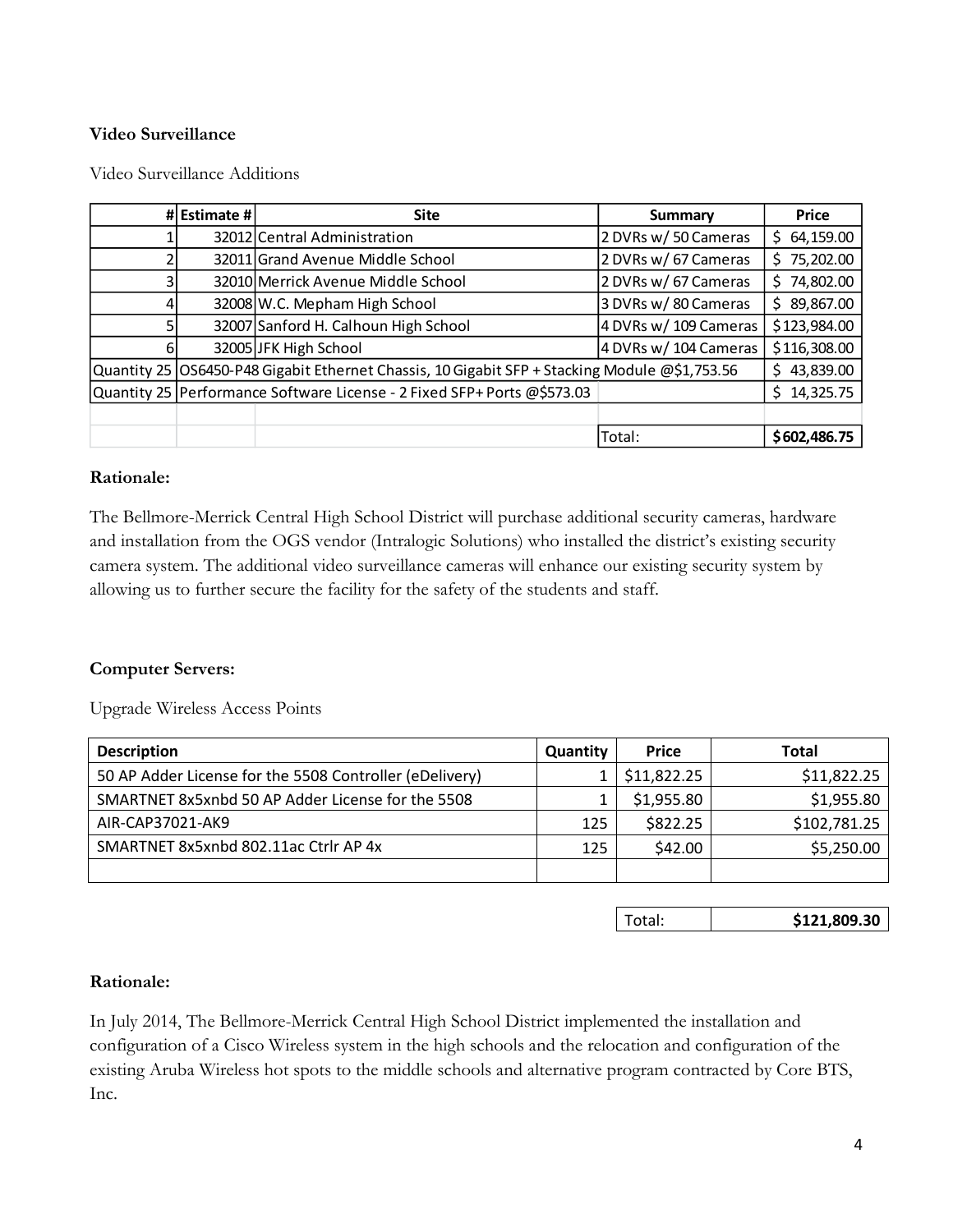**Video Surveillance**

Video Surveillance Additions

| # | Estimate # | Site | Summary | Price |
|---|---|---|---|---|
| 1 | 32012 | Central Administration | 2 DVRs w/ 50 Cameras | $ 64,159.00 |
| 2 | 32011 | Grand Avenue Middle School | 2 DVRs w/ 67 Cameras | $ 75,202.00 |
| 3 | 32010 | Merrick Avenue Middle School | 2 DVRs w/ 67 Cameras | $ 74,802.00 |
| 4 | 32008 | W.C. Mepham High School | 3 DVRs w/ 80 Cameras | $ 89,867.00 |
| 5 | 32007 | Sanford H. Calhoun High School | 4 DVRs w/ 109 Cameras | $123,984.00 |
| 6 | 32005 | JFK High School | 4 DVRs w/ 104 Cameras | $116,308.00 |
| Quantity 25 | OS6450-P48 Gigabit Ethernet Chassis, 10 Gigabit SFP + Stacking Module @$1,753.56 | | | $ 43,839.00 |
| Quantity 25 | Performance Software License - 2 Fixed SFP+ Ports @$573.03 | | | $ 14,325.75 |
| | | | | |
| | | | Total: | **$602,486.75** |

**Rationale:**

The Bellmore-Merrick Central High School District will purchase additional security cameras, hardware and installation from the OGS vendor (Intralogic Solutions) who installed the district's existing security camera system. The additional video surveillance cameras will enhance our existing security system by allowing us to further secure the facility for the safety of the students and staff.

**Computer Servers:**

Upgrade Wireless Access Points

| Description | Quantity | Price | Total |
|---|---|---|---|
| 50 AP Adder License for the 5508 Controller (eDelivery) | 1 | $11,822.25 | $11,822.25 |
| SMARTNET 8x5xnbd 50 AP Adder License for the 5508 | 1 | $1,955.80 | $1,955.80 |
| AIR-CAP37021-AK9 | 125 | $822.25 | $102,781.25 |
| SMARTNET 8x5xnbd 802.11ac Ctrlr AP 4x | 125 | $42.00 | $5,250.00 |
| | | | |
| | | Total: | **$121,809.30** |

**Rationale:**

In July 2014, The Bellmore-Merrick Central High School District implemented the installation and configuration of a Cisco Wireless system in the high schools and the relocation and configuration of the existing Aruba Wireless hot spots to the middle schools and alternative program contracted by Core BTS, Inc.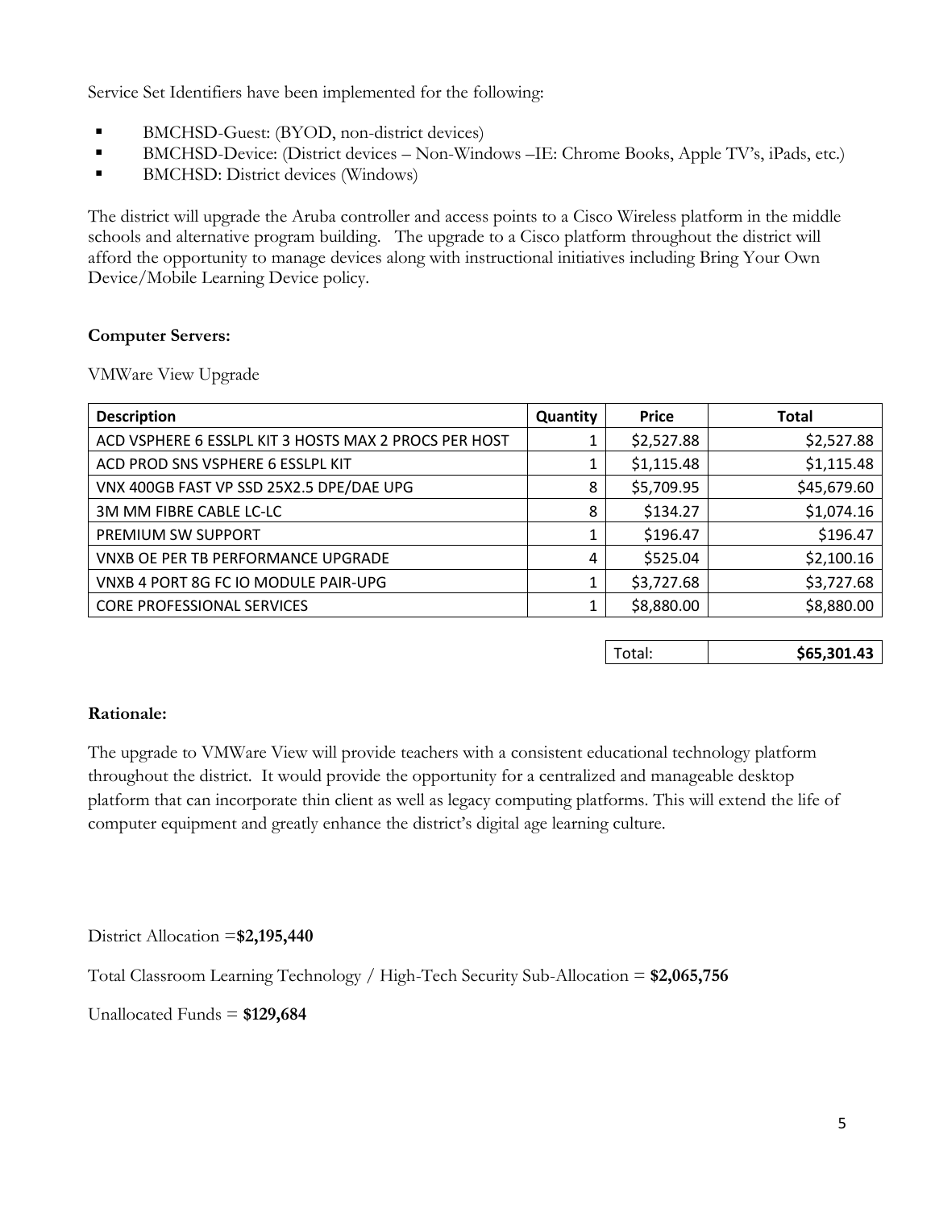Service Set Identifiers have been implemented for the following:

- BMCHSD-Guest: (BYOD, non-district devices)
- BMCHSD-Device: (District devices – Non-Windows –IE: Chrome Books, Apple TV's, iPads, etc.)
- BMCHSD: District devices (Windows)

The district will upgrade the Aruba controller and access points to a Cisco Wireless platform in the middle schools and alternative program building. The upgrade to a Cisco platform throughout the district will afford the opportunity to manage devices along with instructional initiatives including Bring Your Own Device/Mobile Learning Device policy.

**Computer Servers:**

VMWare View Upgrade

| Description | Quantity | Price | Total |
|---|---|---|---|
| ACD VSPHERE 6 ESSLPL KIT 3 HOSTS MAX 2 PROCS PER HOST | 1 | $2,527.88 | $2,527.88 |
| ACD PROD SNS VSPHERE 6 ESSLPL KIT | 1 | $1,115.48 | $1,115.48 |
| VNX 400GB FAST VP SSD 25X2.5 DPE/DAE UPG | 8 | $5,709.95 | $45,679.60 |
| 3M MM FIBRE CABLE LC-LC | 8 | $134.27 | $1,074.16 |
| PREMIUM SW SUPPORT | 1 | $196.47 | $196.47 |
| VNXB OE PER TB PERFORMANCE UPGRADE | 4 | $525.04 | $2,100.16 |
| VNXB 4 PORT 8G FC IO MODULE PAIR-UPG | 1 | $3,727.68 | $3,727.68 |
| CORE PROFESSIONAL SERVICES | 1 | $8,880.00 | $8,880.00 |
| | | Total: | **$65,301.43** |

**Rationale:**

The upgrade to VMWare View will provide teachers with a consistent educational technology platform throughout the district. It would provide the opportunity for a centralized and manageable desktop platform that can incorporate thin client as well as legacy computing platforms. This will extend the life of computer equipment and greatly enhance the district's digital age learning culture.

District Allocation =**$2,195,440**

Total Classroom Learning Technology / High-Tech Security Sub-Allocation = **$2,065,756**

Unallocated Funds = **$129,684**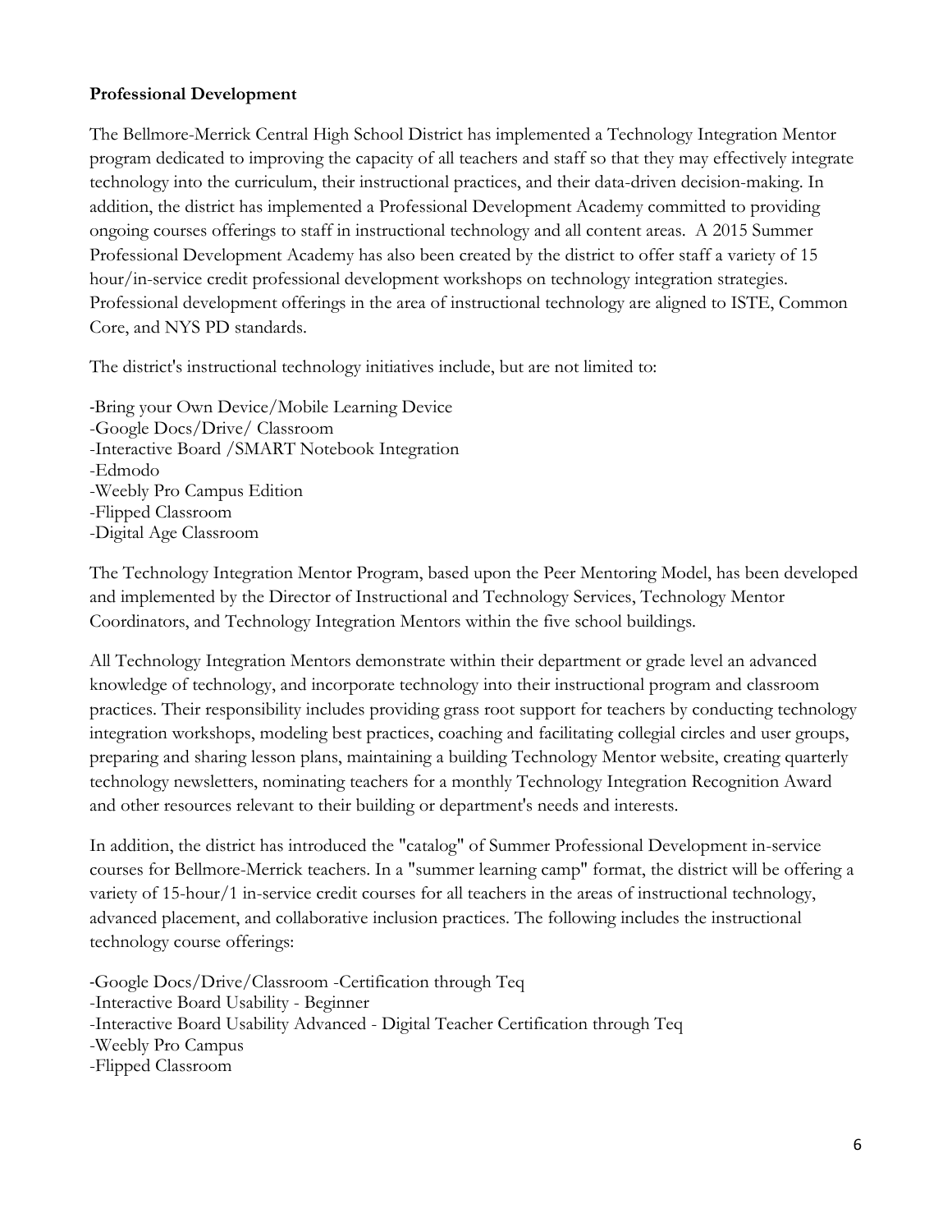**Professional Development**

The Bellmore-Merrick Central High School District has implemented a Technology Integration Mentor program dedicated to improving the capacity of all teachers and staff so that they may effectively integrate technology into the curriculum, their instructional practices, and their data-driven decision-making. In addition, the district has implemented a Professional Development Academy committed to providing ongoing courses offerings to staff in instructional technology and all content areas. A 2015 Summer Professional Development Academy has also been created by the district to offer staff a variety of 15 hour/in-service credit professional development workshops on technology integration strategies. Professional development offerings in the area of instructional technology are aligned to ISTE, Common Core, and NYS PD standards.

The district's instructional technology initiatives include, but are not limited to:

-Bring your Own Device/Mobile Learning Device
-Google Docs/Drive/ Classroom
-Interactive Board /SMART Notebook Integration
-Edmodo
-Weebly Pro Campus Edition
-Flipped Classroom
-Digital Age Classroom

The Technology Integration Mentor Program, based upon the Peer Mentoring Model, has been developed and implemented by the Director of Instructional and Technology Services, Technology Mentor Coordinators, and Technology Integration Mentors within the five school buildings.

All Technology Integration Mentors demonstrate within their department or grade level an advanced knowledge of technology, and incorporate technology into their instructional program and classroom practices. Their responsibility includes providing grass root support for teachers by conducting technology integration workshops, modeling best practices, coaching and facilitating collegial circles and user groups, preparing and sharing lesson plans, maintaining a building Technology Mentor website, creating quarterly technology newsletters, nominating teachers for a monthly Technology Integration Recognition Award and other resources relevant to their building or department's needs and interests.

In addition, the district has introduced the "catalog" of Summer Professional Development in-service courses for Bellmore-Merrick teachers. In a "summer learning camp" format, the district will be offering a variety of 15-hour/1 in-service credit courses for all teachers in the areas of instructional technology, advanced placement, and collaborative inclusion practices. The following includes the instructional technology course offerings:

-Google Docs/Drive/Classroom -Certification through Teq
-Interactive Board Usability - Beginner
-Interactive Board Usability Advanced - Digital Teacher Certification through Teq
-Weebly Pro Campus
-Flipped Classroom